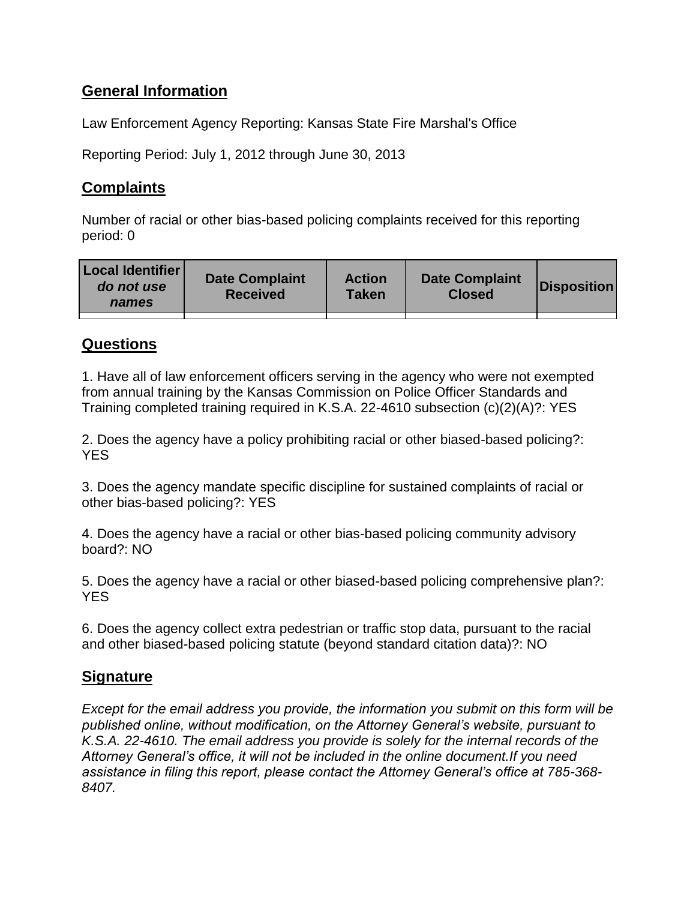## General Information

Law Enforcement Agency Reporting: Kansas State Fire Marshal's Office

Reporting Period: July 1, 2012 through June 30, 2013

## Complaints

Number of racial or other bias-based policing complaints received for this reporting period: 0

| Local Identifier *do not use names* | Date Complaint Received | Action Taken | Date Complaint Closed | Disposition |
|---|---|---|---|---|
| | | | | |

## Questions

1. Have all of law enforcement officers serving in the agency who were not exempted from annual training by the Kansas Commission on Police Officer Standards and Training completed training required in K.S.A. 22-4610 subsection (c)(2)(A)?: YES

2. Does the agency have a policy prohibiting racial or other biased-based policing?: YES

3. Does the agency mandate specific discipline for sustained complaints of racial or other bias-based policing?: YES

4. Does the agency have a racial or other bias-based policing community advisory board?: NO

5. Does the agency have a racial or other biased-based policing comprehensive plan?: YES

6. Does the agency collect extra pedestrian or traffic stop data, pursuant to the racial and other biased-based policing statute (beyond standard citation data)?: NO

## Signature

*Except for the email address you provide, the information you submit on this form will be published online, without modification, on the Attorney General's website, pursuant to K.S.A. 22-4610. The email address you provide is solely for the internal records of the Attorney General's office, it will not be included in the online document.If you need assistance in filing this report, please contact the Attorney General's office at 785-368-8407.*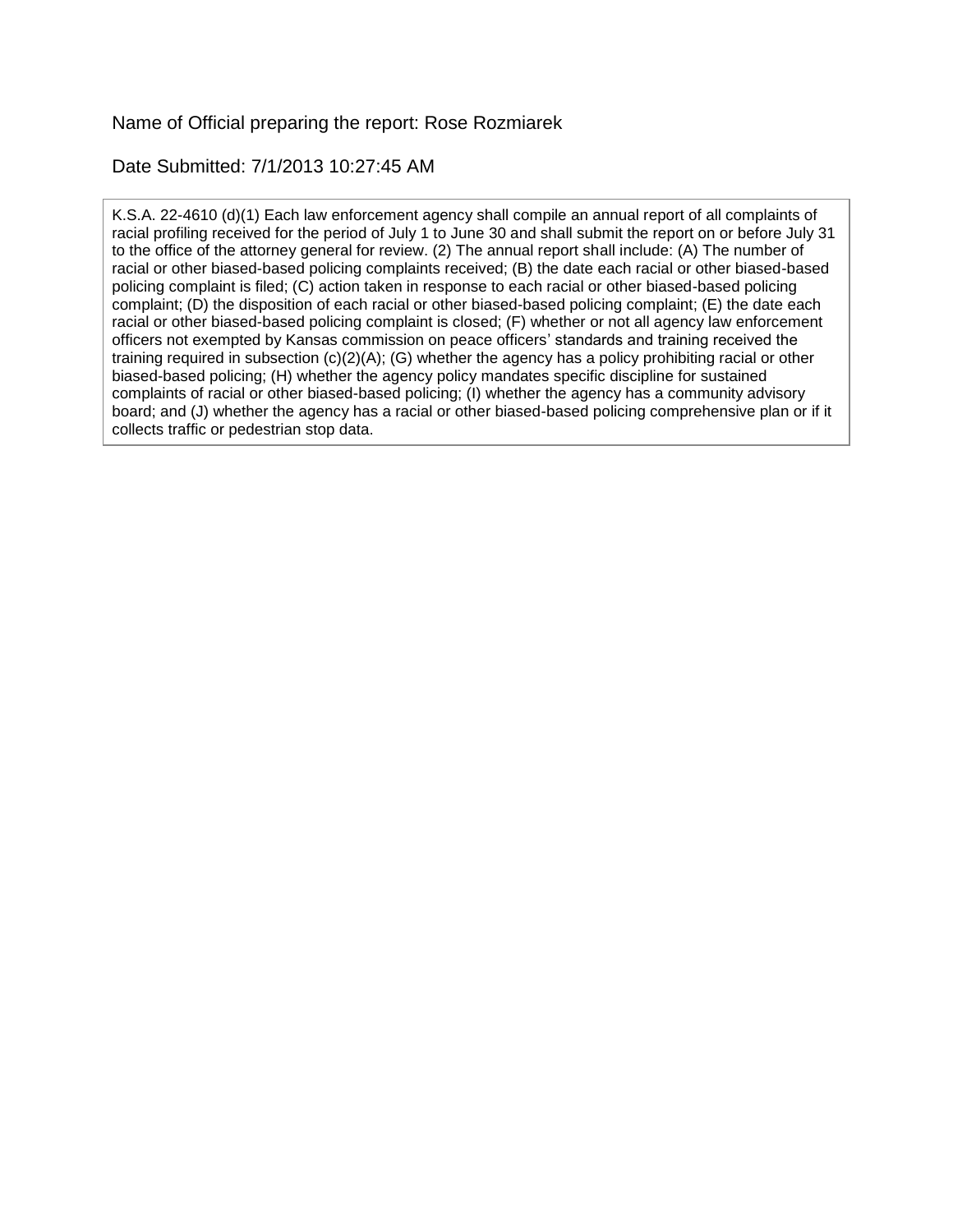Name of Official preparing the report: Rose Rozmiarek

Date Submitted: 7/1/2013 10:27:45 AM

K.S.A. 22-4610 (d)(1) Each law enforcement agency shall compile an annual report of all complaints of racial profiling received for the period of July 1 to June 30 and shall submit the report on or before July 31 to the office of the attorney general for review. (2) The annual report shall include: (A) The number of racial or other biased-based policing complaints received; (B) the date each racial or other biased-based policing complaint is filed; (C) action taken in response to each racial or other biased-based policing complaint; (D) the disposition of each racial or other biased-based policing complaint; (E) the date each racial or other biased-based policing complaint is closed; (F) whether or not all agency law enforcement officers not exempted by Kansas commission on peace officers' standards and training received the training required in subsection (c)(2)(A); (G) whether the agency has a policy prohibiting racial or other biased-based policing; (H) whether the agency policy mandates specific discipline for sustained complaints of racial or other biased-based policing; (I) whether the agency has a community advisory board; and (J) whether the agency has a racial or other biased-based policing comprehensive plan or if it collects traffic or pedestrian stop data.